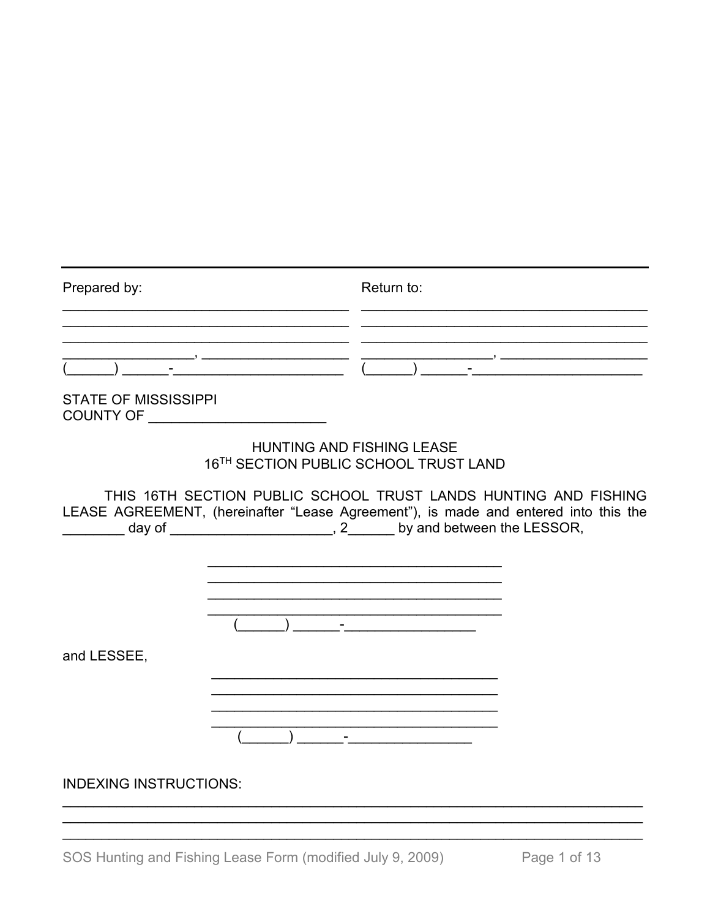Prepared by: _______________________________________
_______________________________________
_______________________________________
_________________, ___________________
(______) ______-_______________________

Return to: _______________________________________
_______________________________________
_______________________________________
_________________, ___________________
(______) ______-_______________________

STATE OF MISSISSIPPI
COUNTY OF ______________________

HUNTING AND FISHING LEASE
16TH SECTION PUBLIC SCHOOL TRUST LAND

THIS 16TH SECTION PUBLIC SCHOOL TRUST LANDS HUNTING AND FISHING LEASE AGREEMENT, (hereinafter "Lease Agreement"), is made and entered into this the ________ day of _____________________, 2______ by and between the LESSOR,

_______________________________________
_______________________________________
_______________________________________
_______________________________________
(______) ______-_________________

and LESSEE,

_______________________________________
_______________________________________
_______________________________________
_______________________________________
(______) ______-________________

INDEXING INSTRUCTIONS:
_____________________________________________________________________________
_____________________________________________________________________________
_____________________________________________________________________________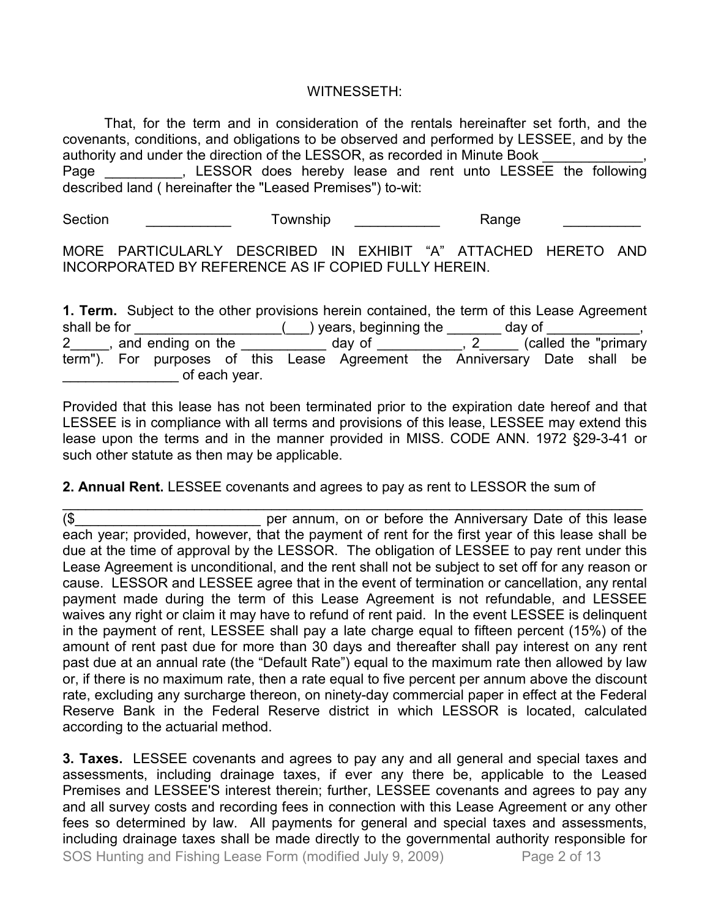WITNESSETH:

That, for the term and in consideration of the rentals hereinafter set forth, and the covenants, conditions, and obligations to be observed and performed by LESSEE, and by the authority and under the direction of the LESSOR, as recorded in Minute Book _____________, Page __________, LESSOR does hereby lease and rent unto LESSEE the following described land ( hereinafter the "Leased Premises") to-wit:

Section ___________ Township ___________ Range __________

MORE PARTICULARLY DESCRIBED IN EXHIBIT “A” ATTACHED HERETO AND INCORPORATED BY REFERENCE AS IF COPIED FULLY HEREIN.

**1. Term.** Subject to the other provisions herein contained, the term of this Lease Agreement shall be for ___________________(___) years, beginning the _______ day of ____________, 2_____, and ending on the ___________ day of ___________, 2_____ (called the "primary term"). For purposes of this Lease Agreement the Anniversary Date shall be _______________ of each year.

Provided that this lease has not been terminated prior to the expiration date hereof and that LESSEE is in compliance with all terms and provisions of this lease, LESSEE may extend this lease upon the terms and in the manner provided in MISS. CODE ANN. 1972 §29-3-41 or such other statute as then may be applicable.

**2. Annual Rent.** LESSEE covenants and agrees to pay as rent to LESSOR the sum of ______________________________________________________________________________ ($_________________________ per annum, on or before the Anniversary Date of this lease each year; provided, however, that the payment of rent for the first year of this lease shall be due at the time of approval by the LESSOR. The obligation of LESSEE to pay rent under this Lease Agreement is unconditional, and the rent shall not be subject to set off for any reason or cause. LESSOR and LESSEE agree that in the event of termination or cancellation, any rental payment made during the term of this Lease Agreement is not refundable, and LESSEE waives any right or claim it may have to refund of rent paid. In the event LESSEE is delinquent in the payment of rent, LESSEE shall pay a late charge equal to fifteen percent (15%) of the amount of rent past due for more than 30 days and thereafter shall pay interest on any rent past due at an annual rate (the “Default Rate”) equal to the maximum rate then allowed by law or, if there is no maximum rate, then a rate equal to five percent per annum above the discount rate, excluding any surcharge thereon, on ninety-day commercial paper in effect at the Federal Reserve Bank in the Federal Reserve district in which LESSOR is located, calculated according to the actuarial method.

**3. Taxes.** LESSEE covenants and agrees to pay any and all general and special taxes and assessments, including drainage taxes, if ever any there be, applicable to the Leased Premises and LESSEE'S interest therein; further, LESSEE covenants and agrees to pay any and all survey costs and recording fees in connection with this Lease Agreement or any other fees so determined by law. All payments for general and special taxes and assessments, including drainage taxes shall be made directly to the governmental authority responsible for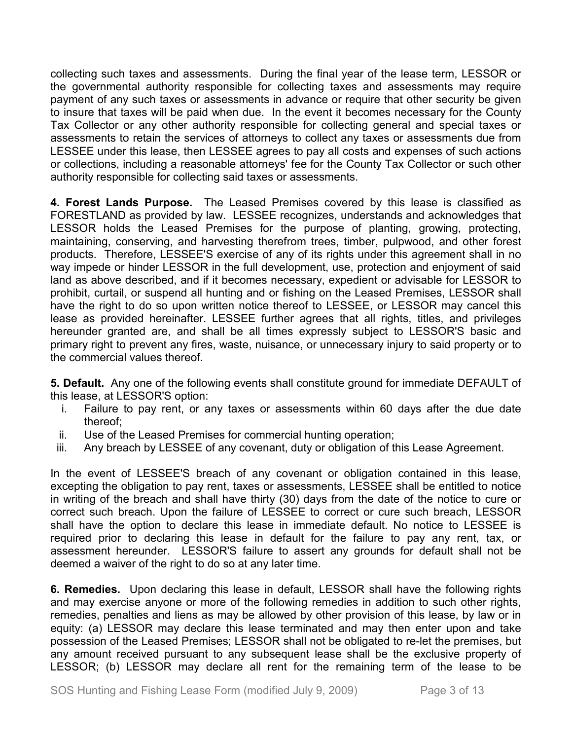collecting such taxes and assessments. During the final year of the lease term, LESSOR or the governmental authority responsible for collecting taxes and assessments may require payment of any such taxes or assessments in advance or require that other security be given to insure that taxes will be paid when due. In the event it becomes necessary for the County Tax Collector or any other authority responsible for collecting general and special taxes or assessments to retain the services of attorneys to collect any taxes or assessments due from LESSEE under this lease, then LESSEE agrees to pay all costs and expenses of such actions or collections, including a reasonable attorneys' fee for the County Tax Collector or such other authority responsible for collecting said taxes or assessments.

**4. Forest Lands Purpose.** The Leased Premises covered by this lease is classified as FORESTLAND as provided by law. LESSEE recognizes, understands and acknowledges that LESSOR holds the Leased Premises for the purpose of planting, growing, protecting, maintaining, conserving, and harvesting therefrom trees, timber, pulpwood, and other forest products. Therefore, LESSEE'S exercise of any of its rights under this agreement shall in no way impede or hinder LESSOR in the full development, use, protection and enjoyment of said land as above described, and if it becomes necessary, expedient or advisable for LESSOR to prohibit, curtail, or suspend all hunting and or fishing on the Leased Premises, LESSOR shall have the right to do so upon written notice thereof to LESSEE, or LESSOR may cancel this lease as provided hereinafter. LESSEE further agrees that all rights, titles, and privileges hereunder granted are, and shall be all times expressly subject to LESSOR'S basic and primary right to prevent any fires, waste, nuisance, or unnecessary injury to said property or to the commercial values thereof.

**5. Default.** Any one of the following events shall constitute ground for immediate DEFAULT of this lease, at LESSOR'S option:

i. Failure to pay rent, or any taxes or assessments within 60 days after the due date thereof;
ii. Use of the Leased Premises for commercial hunting operation;
iii. Any breach by LESSEE of any covenant, duty or obligation of this Lease Agreement.

In the event of LESSEE'S breach of any covenant or obligation contained in this lease, excepting the obligation to pay rent, taxes or assessments, LESSEE shall be entitled to notice in writing of the breach and shall have thirty (30) days from the date of the notice to cure or correct such breach. Upon the failure of LESSEE to correct or cure such breach, LESSOR shall have the option to declare this lease in immediate default. No notice to LESSEE is required prior to declaring this lease in default for the failure to pay any rent, tax, or assessment hereunder. LESSOR'S failure to assert any grounds for default shall not be deemed a waiver of the right to do so at any later time.

**6. Remedies.** Upon declaring this lease in default, LESSOR shall have the following rights and may exercise anyone or more of the following remedies in addition to such other rights, remedies, penalties and liens as may be allowed by other provision of this lease, by law or in equity: (a) LESSOR may declare this lease terminated and may then enter upon and take possession of the Leased Premises; LESSOR shall not be obligated to re-let the premises, but any amount received pursuant to any subsequent lease shall be the exclusive property of LESSOR; (b) LESSOR may declare all rent for the remaining term of the lease to be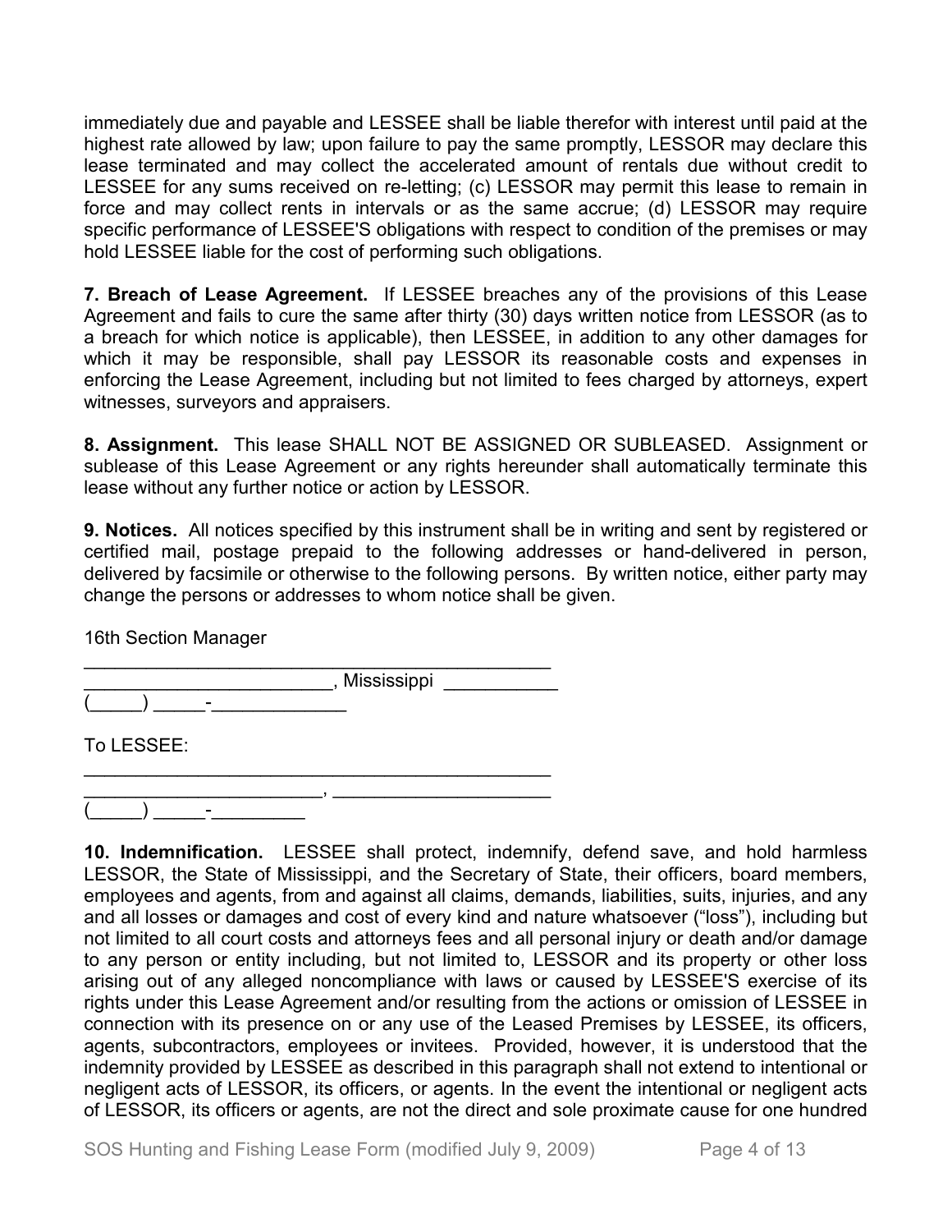immediately due and payable and LESSEE shall be liable therefor with interest until paid at the highest rate allowed by law; upon failure to pay the same promptly, LESSOR may declare this lease terminated and may collect the accelerated amount of rentals due without credit to LESSEE for any sums received on re-letting; (c) LESSOR may permit this lease to remain in force and may collect rents in intervals or as the same accrue; (d) LESSOR may require specific performance of LESSEE'S obligations with respect to condition of the premises or may hold LESSEE liable for the cost of performing such obligations.

**7. Breach of Lease Agreement.** If LESSEE breaches any of the provisions of this Lease Agreement and fails to cure the same after thirty (30) days written notice from LESSOR (as to a breach for which notice is applicable), then LESSEE, in addition to any other damages for which it may be responsible, shall pay LESSOR its reasonable costs and expenses in enforcing the Lease Agreement, including but not limited to fees charged by attorneys, expert witnesses, surveyors and appraisers.

**8. Assignment.** This lease SHALL NOT BE ASSIGNED OR SUBLEASED. Assignment or sublease of this Lease Agreement or any rights hereunder shall automatically terminate this lease without any further notice or action by LESSOR.

**9. Notices.** All notices specified by this instrument shall be in writing and sent by registered or certified mail, postage prepaid to the following addresses or hand-delivered in person, delivered by facsimile or otherwise to the following persons. By written notice, either party may change the persons or addresses to whom notice shall be given.

16th Section Manager

______________________________________________

________________________, Mississippi ___________

(_____) _____-_____________

To LESSEE:

______________________________________________

________________________, _____________________

(_____) _____-_________

**10. Indemnification.** LESSEE shall protect, indemnify, defend save, and hold harmless LESSOR, the State of Mississippi, and the Secretary of State, their officers, board members, employees and agents, from and against all claims, demands, liabilities, suits, injuries, and any and all losses or damages and cost of every kind and nature whatsoever ("loss"), including but not limited to all court costs and attorneys fees and all personal injury or death and/or damage to any person or entity including, but not limited to, LESSOR and its property or other loss arising out of any alleged noncompliance with laws or caused by LESSEE'S exercise of its rights under this Lease Agreement and/or resulting from the actions or omission of LESSEE in connection with its presence on or any use of the Leased Premises by LESSEE, its officers, agents, subcontractors, employees or invitees. Provided, however, it is understood that the indemnity provided by LESSEE as described in this paragraph shall not extend to intentional or negligent acts of LESSOR, its officers, or agents. In the event the intentional or negligent acts of LESSOR, its officers or agents, are not the direct and sole proximate cause for one hundred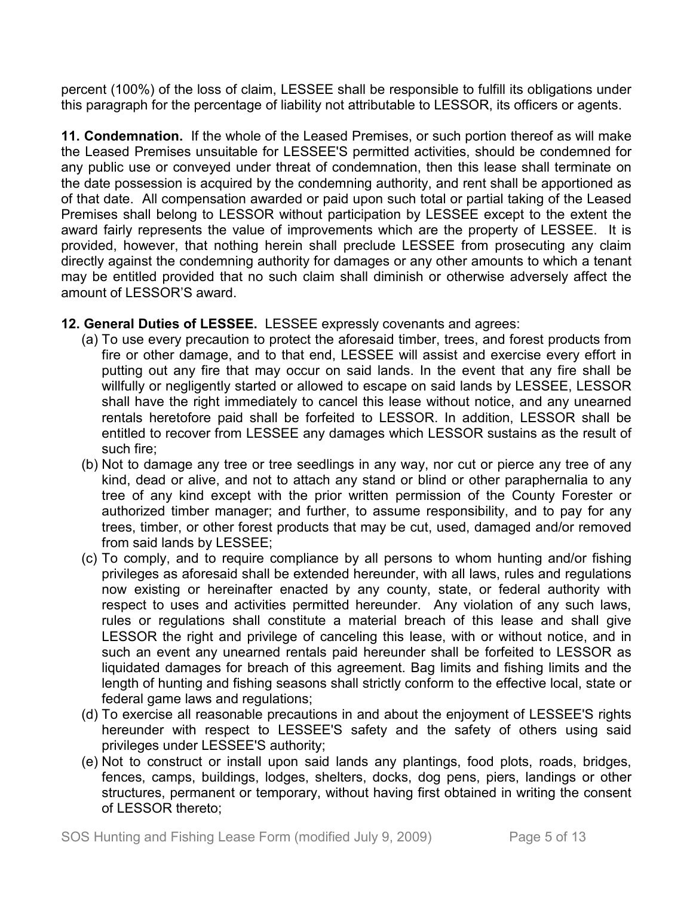percent (100%) of the loss of claim, LESSEE shall be responsible to fulfill its obligations under this paragraph for the percentage of liability not attributable to LESSOR, its officers or agents.

**11. Condemnation.** If the whole of the Leased Premises, or such portion thereof as will make the Leased Premises unsuitable for LESSEE'S permitted activities, should be condemned for any public use or conveyed under threat of condemnation, then this lease shall terminate on the date possession is acquired by the condemning authority, and rent shall be apportioned as of that date. All compensation awarded or paid upon such total or partial taking of the Leased Premises shall belong to LESSOR without participation by LESSEE except to the extent the award fairly represents the value of improvements which are the property of LESSEE. It is provided, however, that nothing herein shall preclude LESSEE from prosecuting any claim directly against the condemning authority for damages or any other amounts to which a tenant may be entitled provided that no such claim shall diminish or otherwise adversely affect the amount of LESSOR'S award.

**12. General Duties of LESSEE.** LESSEE expressly covenants and agrees:

(a) To use every precaution to protect the aforesaid timber, trees, and forest products from fire or other damage, and to that end, LESSEE will assist and exercise every effort in putting out any fire that may occur on said lands. In the event that any fire shall be willfully or negligently started or allowed to escape on said lands by LESSEE, LESSOR shall have the right immediately to cancel this lease without notice, and any unearned rentals heretofore paid shall be forfeited to LESSOR. In addition, LESSOR shall be entitled to recover from LESSEE any damages which LESSOR sustains as the result of such fire;

(b) Not to damage any tree or tree seedlings in any way, nor cut or pierce any tree of any kind, dead or alive, and not to attach any stand or blind or other paraphernalia to any tree of any kind except with the prior written permission of the County Forester or authorized timber manager; and further, to assume responsibility, and to pay for any trees, timber, or other forest products that may be cut, used, damaged and/or removed from said lands by LESSEE;

(c) To comply, and to require compliance by all persons to whom hunting and/or fishing privileges as aforesaid shall be extended hereunder, with all laws, rules and regulations now existing or hereinafter enacted by any county, state, or federal authority with respect to uses and activities permitted hereunder. Any violation of any such laws, rules or regulations shall constitute a material breach of this lease and shall give LESSOR the right and privilege of canceling this lease, with or without notice, and in such an event any unearned rentals paid hereunder shall be forfeited to LESSOR as liquidated damages for breach of this agreement. Bag limits and fishing limits and the length of hunting and fishing seasons shall strictly conform to the effective local, state or federal game laws and regulations;

(d) To exercise all reasonable precautions in and about the enjoyment of LESSEE'S rights hereunder with respect to LESSEE'S safety and the safety of others using said privileges under LESSEE'S authority;

(e) Not to construct or install upon said lands any plantings, food plots, roads, bridges, fences, camps, buildings, lodges, shelters, docks, dog pens, piers, landings or other structures, permanent or temporary, without having first obtained in writing the consent of LESSOR thereto;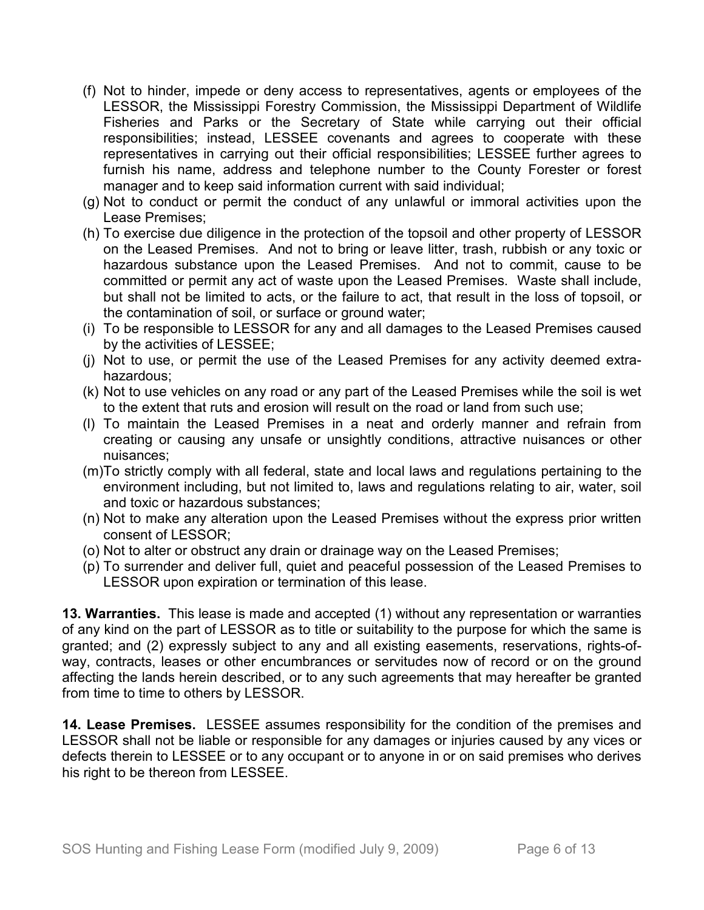(f) Not to hinder, impede or deny access to representatives, agents or employees of the LESSOR, the Mississippi Forestry Commission, the Mississippi Department of Wildlife Fisheries and Parks or the Secretary of State while carrying out their official responsibilities; instead, LESSEE covenants and agrees to cooperate with these representatives in carrying out their official responsibilities; LESSEE further agrees to furnish his name, address and telephone number to the County Forester or forest manager and to keep said information current with said individual;

(g) Not to conduct or permit the conduct of any unlawful or immoral activities upon the Lease Premises;

(h) To exercise due diligence in the protection of the topsoil and other property of LESSOR on the Leased Premises. And not to bring or leave litter, trash, rubbish or any toxic or hazardous substance upon the Leased Premises. And not to commit, cause to be committed or permit any act of waste upon the Leased Premises. Waste shall include, but shall not be limited to acts, or the failure to act, that result in the loss of topsoil, or the contamination of soil, or surface or ground water;

(i) To be responsible to LESSOR for any and all damages to the Leased Premises caused by the activities of LESSEE;

(j) Not to use, or permit the use of the Leased Premises for any activity deemed extra-hazardous;

(k) Not to use vehicles on any road or any part of the Leased Premises while the soil is wet to the extent that ruts and erosion will result on the road or land from such use;

(l) To maintain the Leased Premises in a neat and orderly manner and refrain from creating or causing any unsafe or unsightly conditions, attractive nuisances or other nuisances;

(m) To strictly comply with all federal, state and local laws and regulations pertaining to the environment including, but not limited to, laws and regulations relating to air, water, soil and toxic or hazardous substances;

(n) Not to make any alteration upon the Leased Premises without the express prior written consent of LESSOR;

(o) Not to alter or obstruct any drain or drainage way on the Leased Premises;

(p) To surrender and deliver full, quiet and peaceful possession of the Leased Premises to LESSOR upon expiration or termination of this lease.

**13. Warranties.** This lease is made and accepted (1) without any representation or warranties of any kind on the part of LESSOR as to title or suitability to the purpose for which the same is granted; and (2) expressly subject to any and all existing easements, reservations, rights-of-way, contracts, leases or other encumbrances or servitudes now of record or on the ground affecting the lands herein described, or to any such agreements that may hereafter be granted from time to time to others by LESSOR.

**14. Lease Premises.** LESSEE assumes responsibility for the condition of the premises and LESSOR shall not be liable or responsible for any damages or injuries caused by any vices or defects therein to LESSEE or to any occupant or to anyone in or on said premises who derives his right to be thereon from LESSEE.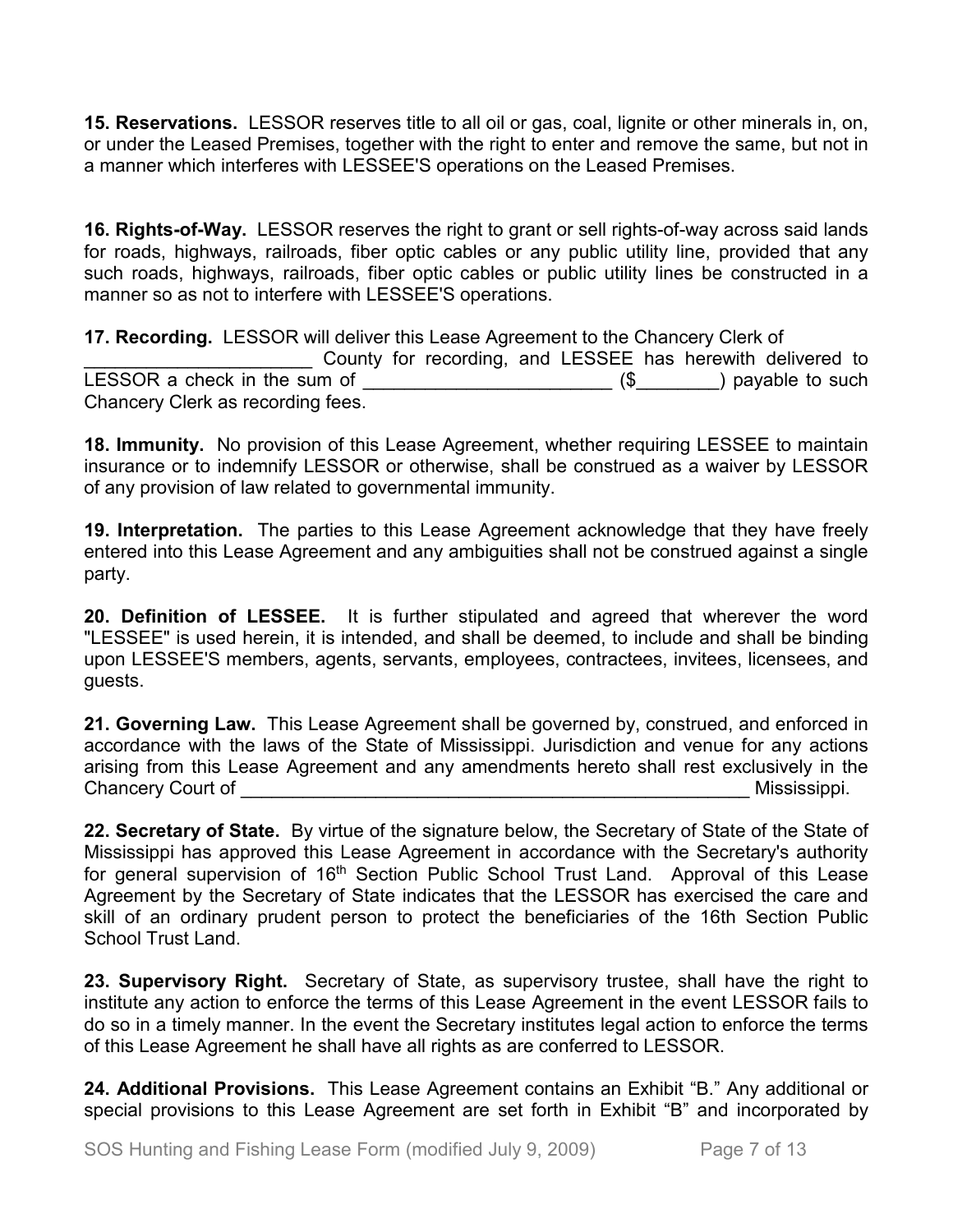**15. Reservations.** LESSOR reserves title to all oil or gas, coal, lignite or other minerals in, on, or under the Leased Premises, together with the right to enter and remove the same, but not in a manner which interferes with LESSEE'S operations on the Leased Premises.

**16. Rights-of-Way.** LESSOR reserves the right to grant or sell rights-of-way across said lands for roads, highways, railroads, fiber optic cables or any public utility line, provided that any such roads, highways, railroads, fiber optic cables or public utility lines be constructed in a manner so as not to interfere with LESSEE'S operations.

**17. Recording.** LESSOR will deliver this Lease Agreement to the Chancery Clerk of _______________________ County for recording, and LESSEE has herewith delivered to LESSOR a check in the sum of _________________________ ($________) payable to such Chancery Clerk as recording fees.

**18. Immunity.** No provision of this Lease Agreement, whether requiring LESSEE to maintain insurance or to indemnify LESSOR or otherwise, shall be construed as a waiver by LESSOR of any provision of law related to governmental immunity.

**19. Interpretation.** The parties to this Lease Agreement acknowledge that they have freely entered into this Lease Agreement and any ambiguities shall not be construed against a single party.

**20. Definition of LESSEE.** It is further stipulated and agreed that wherever the word "LESSEE" is used herein, it is intended, and shall be deemed, to include and shall be binding upon LESSEE'S members, agents, servants, employees, contractees, invitees, licensees, and guests.

**21. Governing Law.** This Lease Agreement shall be governed by, construed, and enforced in accordance with the laws of the State of Mississippi. Jurisdiction and venue for any actions arising from this Lease Agreement and any amendments hereto shall rest exclusively in the Chancery Court of _____________________________________________________ Mississippi.

**22. Secretary of State.** By virtue of the signature below, the Secretary of State of the State of Mississippi has approved this Lease Agreement in accordance with the Secretary's authority for general supervision of 16th Section Public School Trust Land. Approval of this Lease Agreement by the Secretary of State indicates that the LESSOR has exercised the care and skill of an ordinary prudent person to protect the beneficiaries of the 16th Section Public School Trust Land.

**23. Supervisory Right.** Secretary of State, as supervisory trustee, shall have the right to institute any action to enforce the terms of this Lease Agreement in the event LESSOR fails to do so in a timely manner. In the event the Secretary institutes legal action to enforce the terms of this Lease Agreement he shall have all rights as are conferred to LESSOR.

**24. Additional Provisions.** This Lease Agreement contains an Exhibit "B." Any additional or special provisions to this Lease Agreement are set forth in Exhibit "B" and incorporated by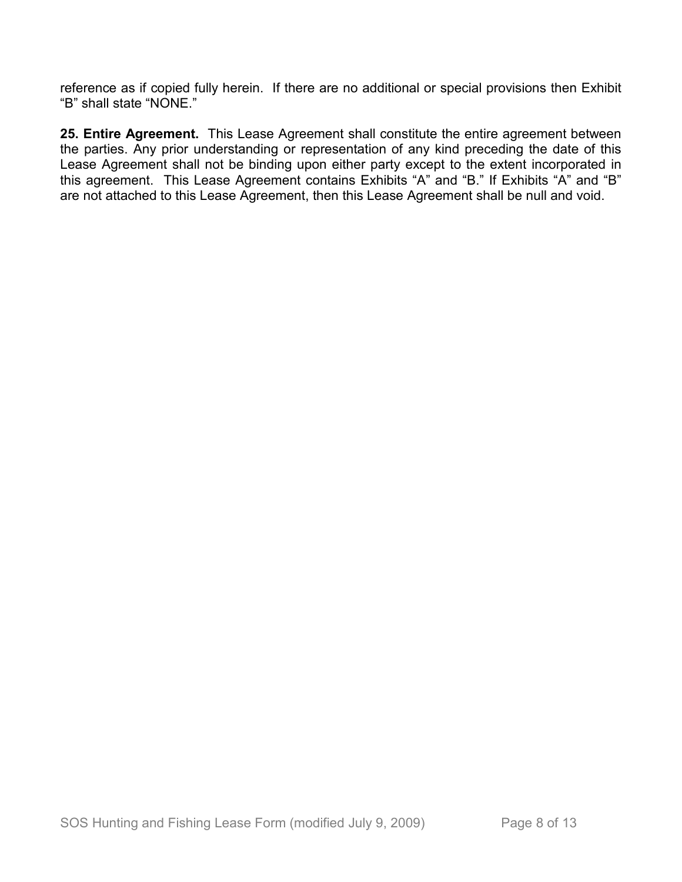reference as if copied fully herein. If there are no additional or special provisions then Exhibit "B" shall state "NONE."

**25. Entire Agreement.** This Lease Agreement shall constitute the entire agreement between the parties. Any prior understanding or representation of any kind preceding the date of this Lease Agreement shall not be binding upon either party except to the extent incorporated in this agreement. This Lease Agreement contains Exhibits "A" and "B." If Exhibits "A" and "B" are not attached to this Lease Agreement, then this Lease Agreement shall be null and void.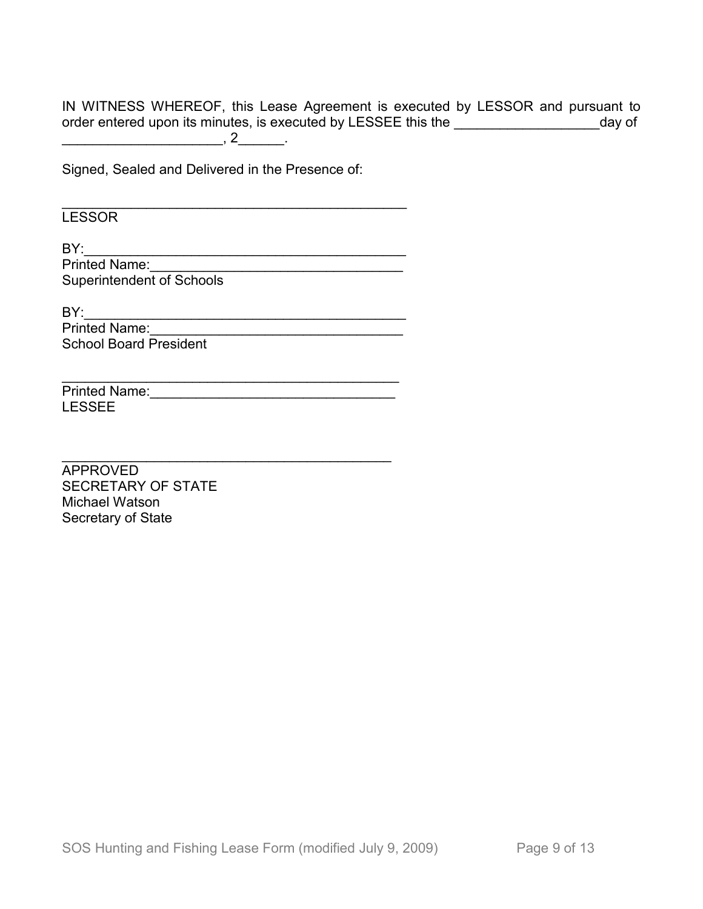IN WITNESS WHEREOF, this Lease Agreement is executed by LESSOR and pursuant to order entered upon its minutes, is executed by LESSEE this the ___________________day of _____________________, 2______.

Signed, Sealed and Delivered in the Presence of:

_____________________________________________
LESSOR

BY:__________________________________________
Printed Name:_________________________________
Superintendent of Schools

BY:__________________________________________
Printed Name:_________________________________
School Board President

_____________________________________________
Printed Name:________________________________
LESSEE

_____________________________________________
APPROVED
SECRETARY OF STATE
Michael Watson
Secretary of State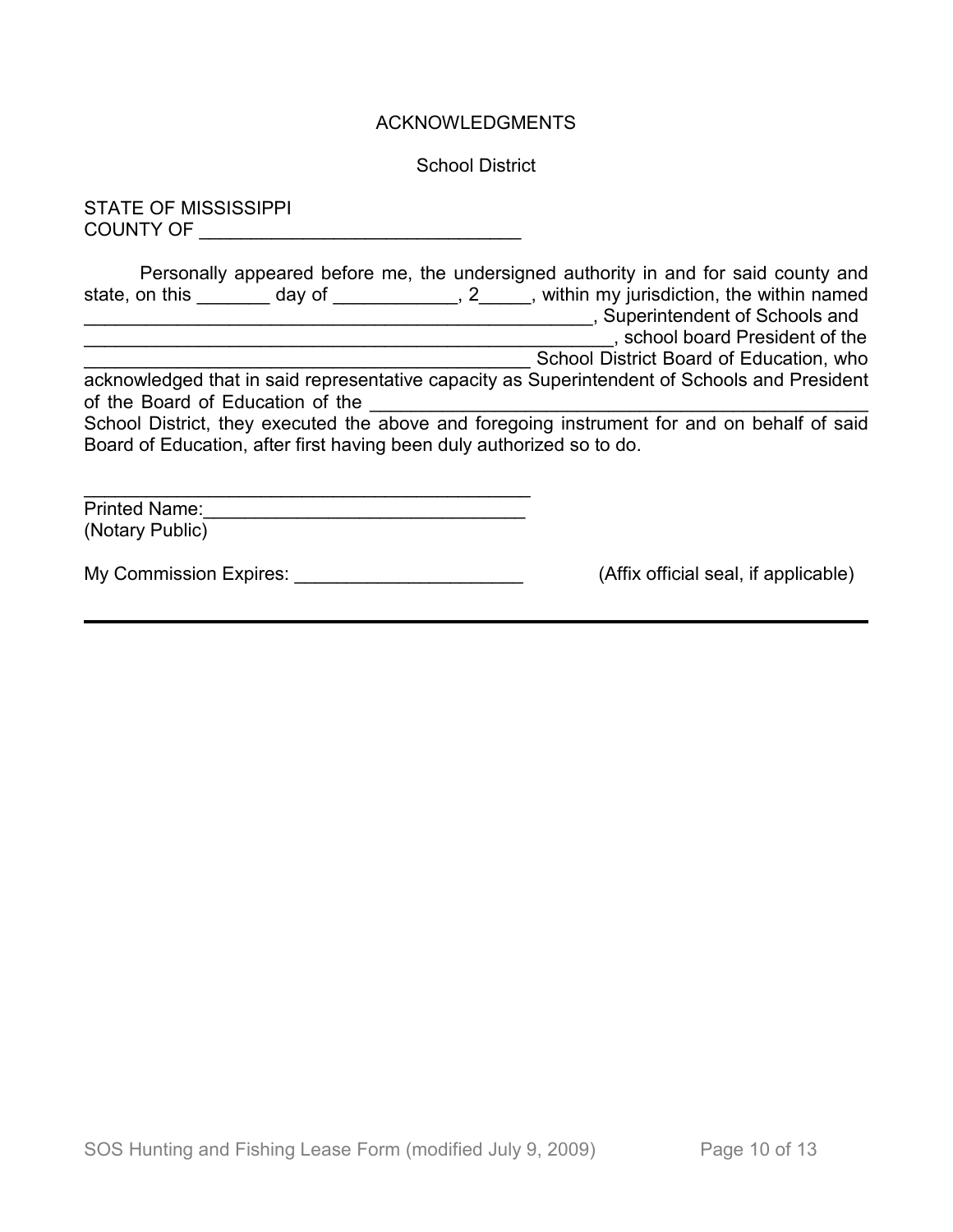## ACKNOWLEDGMENTS

School District

STATE OF MISSISSIPPI
COUNTY OF ______________________________

Personally appeared before me, the undersigned authority in and for said county and state, on this _______ day of ____________, 2_____, within my jurisdiction, the within named ____________________________________________________, Superintendent of Schools and _____________________________________________________, school board President of the ____________________________________________ School District Board of Education, who acknowledged that in said representative capacity as Superintendent of Schools and President of the Board of Education of the ________________________________________________ School District, they executed the above and foregoing instrument for and on behalf of said Board of Education, after first having been duly authorized so to do.

__________________________________________
Printed Name:______________________________
(Notary Public)

My Commission Expires: ______________________ (Affix official seal, if applicable)

---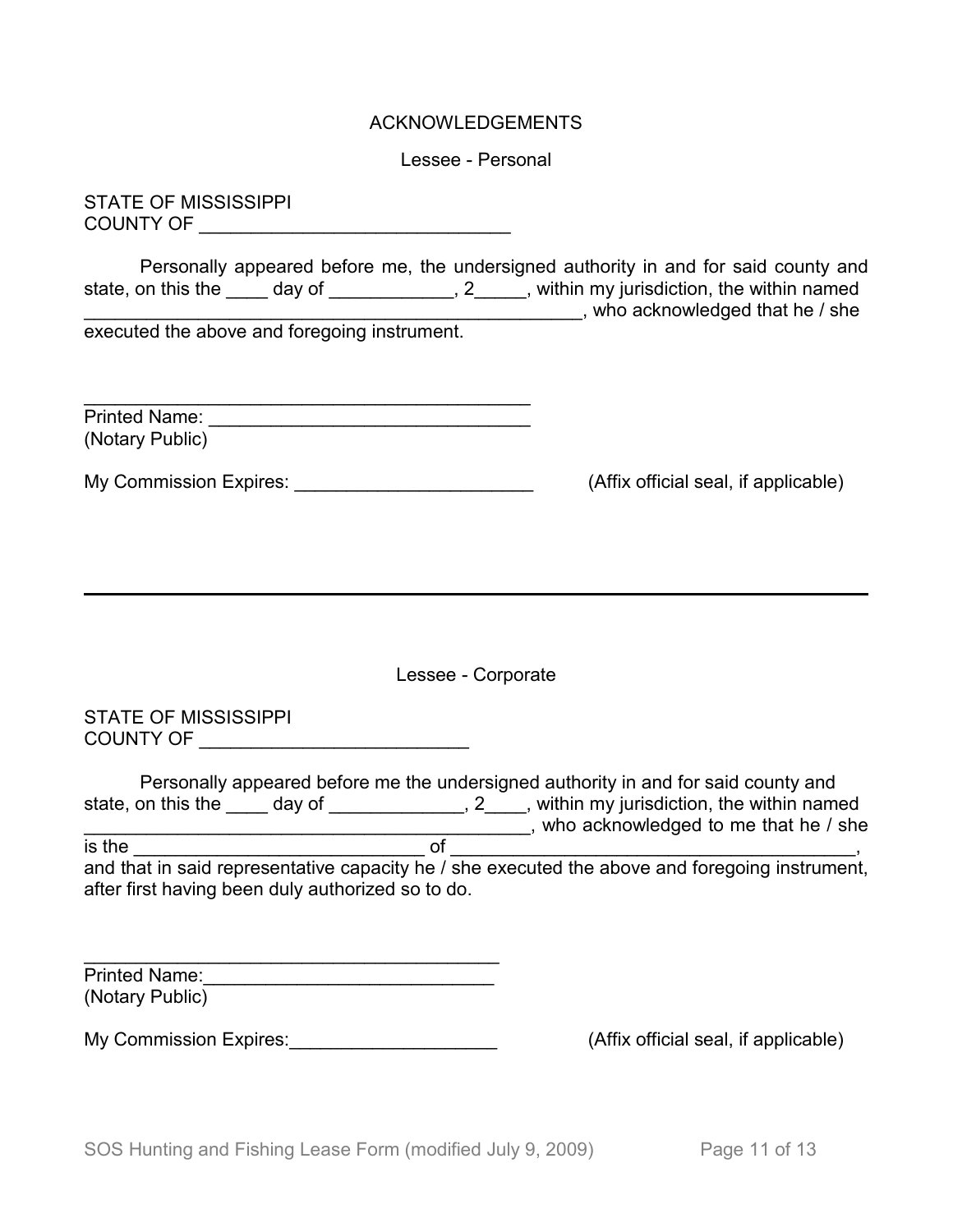## ACKNOWLEDGEMENTS

### Lessee - Personal

STATE OF MISSISSIPPI
COUNTY OF ______________________________

Personally appeared before me, the undersigned authority in and for said county and state, on this the ____ day of ____________, 2_____, within my jurisdiction, the within named __________________________________________________, who acknowledged that he / she executed the above and foregoing instrument.

____________________________________________
Printed Name: _______________________________
(Notary Public)

My Commission Expires: _______________________ (Affix official seal, if applicable)

---

### Lessee - Corporate

STATE OF MISSISSIPPI
COUNTY OF __________________________

Personally appeared before me the undersigned authority in and for said county and state, on this the ____ day of _____________, 2____, within my jurisdiction, the within named ___________________________________________, who acknowledged to me that he / she is the ____________________________ of ________________________________________, and that in said representative capacity he / she executed the above and foregoing instrument, after first having been duly authorized so to do.

__________________________________________
Printed Name:____________________________
(Notary Public)

My Commission Expires:____________________ (Affix official seal, if applicable)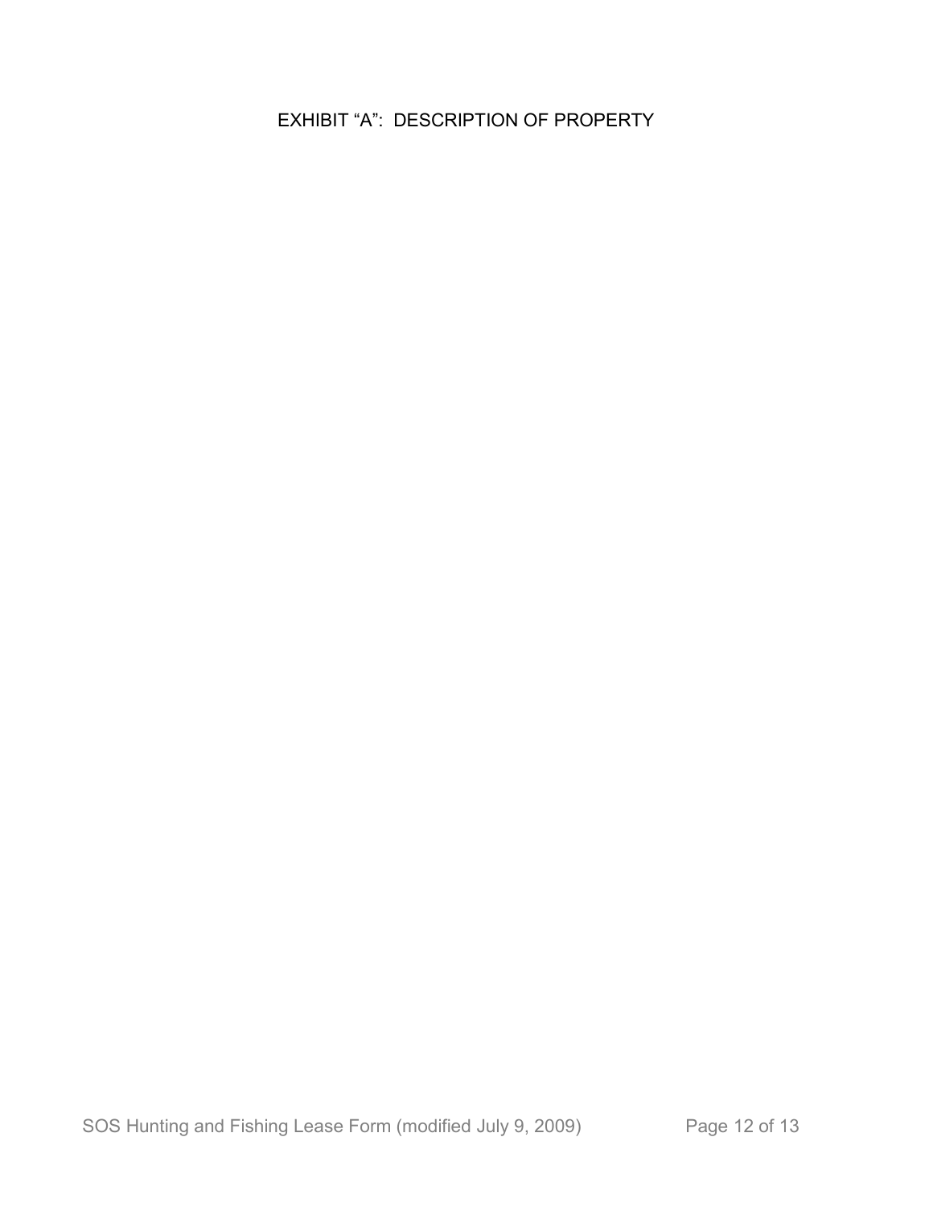# EXHIBIT "A": DESCRIPTION OF PROPERTY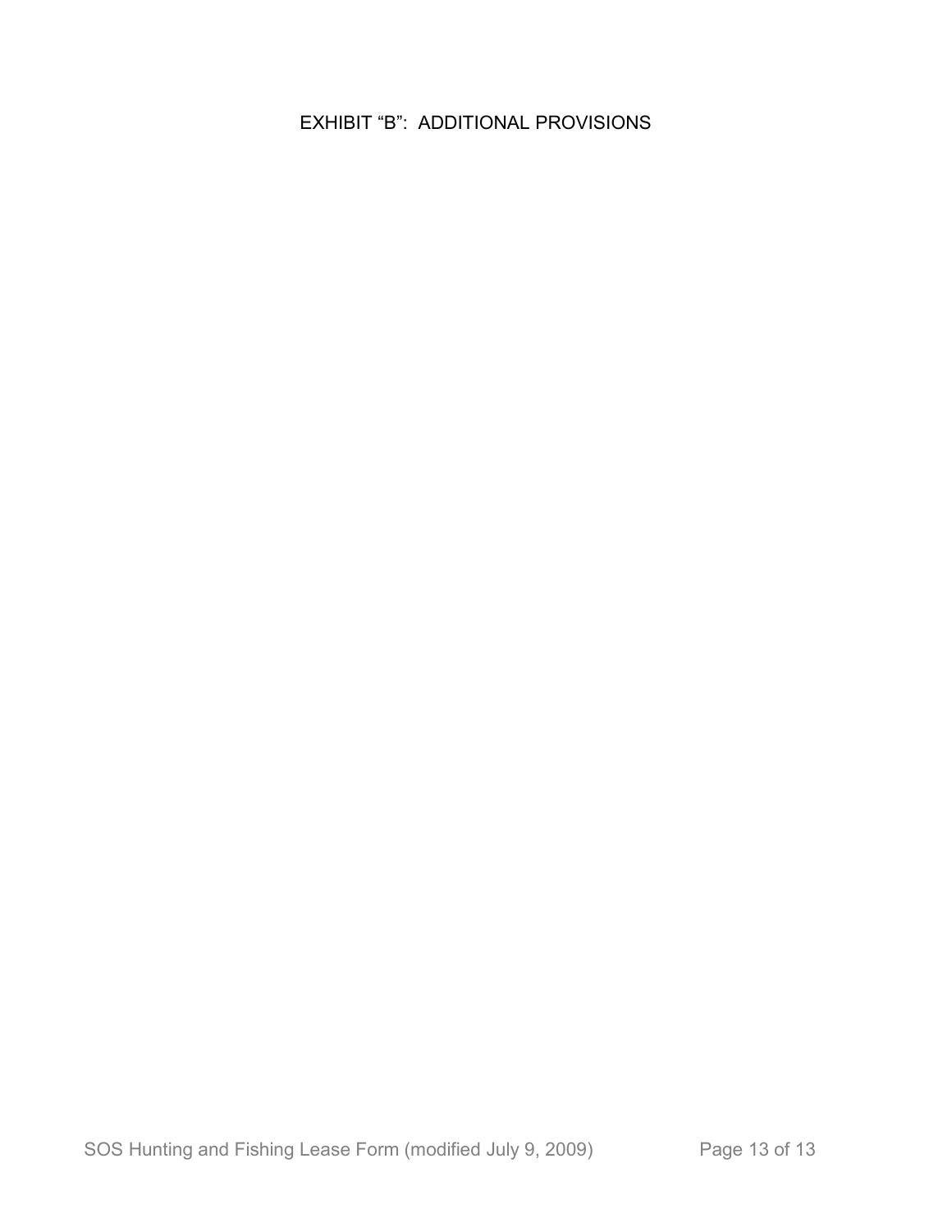# EXHIBIT “B”: ADDITIONAL PROVISIONS